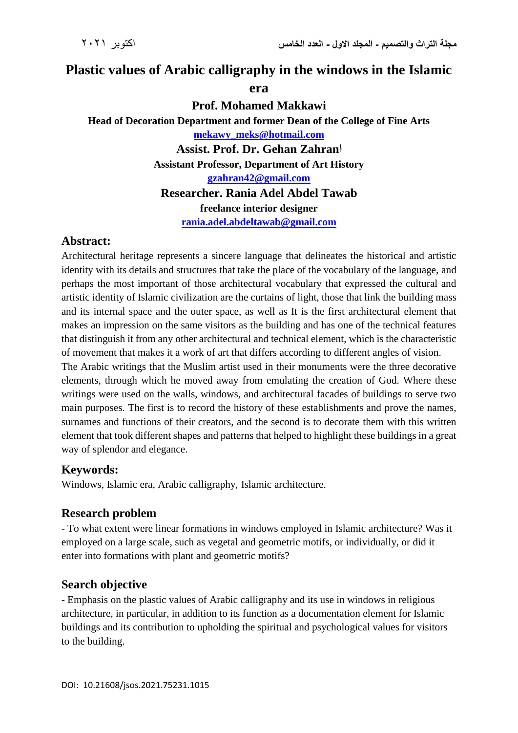# Plastic values of Arabic calligraphy in the windows in the Islamic era

**Prof. Mohamed Makkawi**

**Head of Decoration Department and former Dean of the College of Fine Arts**

**mekawy_meks@hotmail.com**

**Assist. Prof. Dr. Gehan Zahran**

**Assistant Professor, Department of Art History**

**gzahran42@gmail.com**

**Researcher. Rania Adel Abdel Tawab**

**freelance interior designer**

**rania.adel.abdeltawab@gmail.com**

## Abstract:

Architectural heritage represents a sincere language that delineates the historical and artistic identity with its details and structures that take the place of the vocabulary of the language, and perhaps the most important of those architectural vocabulary that expressed the cultural and artistic identity of Islamic civilization are the curtains of light, those that link the building mass and its internal space and the outer space, as well as It is the first architectural element that makes an impression on the same visitors as the building and has one of the technical features that distinguish it from any other architectural and technical element, which is the characteristic of movement that makes it a work of art that differs according to different angles of vision.

The Arabic writings that the Muslim artist used in their monuments were the three decorative elements, through which he moved away from emulating the creation of God. Where these writings were used on the walls, windows, and architectural facades of buildings to serve two main purposes. The first is to record the history of these establishments and prove the names, surnames and functions of their creators, and the second is to decorate them with this written element that took different shapes and patterns that helped to highlight these buildings in a great way of splendor and elegance.

## Keywords:

Windows, Islamic era, Arabic calligraphy, Islamic architecture.

## Research problem

- To what extent were linear formations in windows employed in Islamic architecture? Was it employed on a large scale, such as vegetal and geometric motifs, or individually, or did it enter into formations with plant and geometric motifs?

## Search objective

- Emphasis on the plastic values of Arabic calligraphy and its use in windows in religious architecture, in particular, in addition to its function as a documentation element for Islamic buildings and its contribution to upholding the spiritual and psychological values for visitors to the building.

DOI: 10.21608/jsos.2021.75231.1015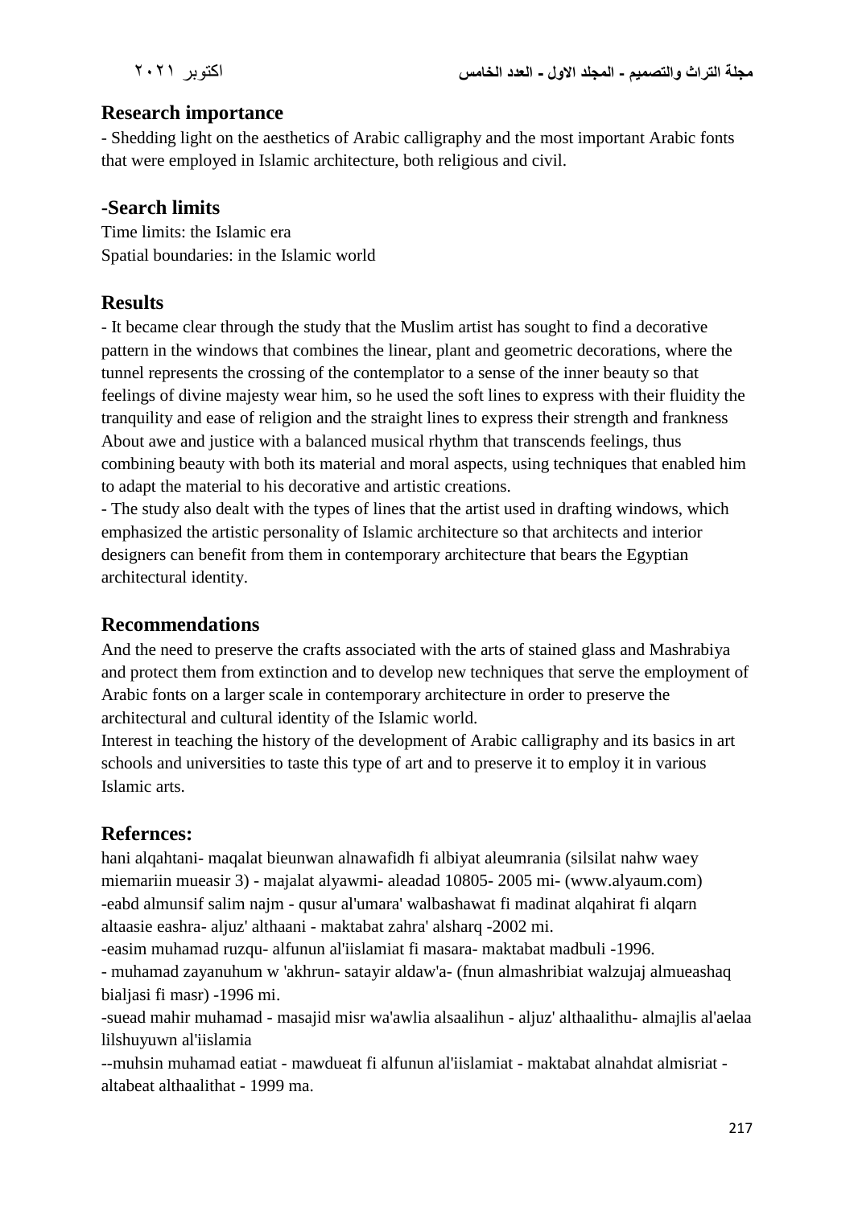## Research importance

- Shedding light on the aesthetics of Arabic calligraphy and the most important Arabic fonts that were employed in Islamic architecture, both religious and civil.

## -Search limits

Time limits: the Islamic era
Spatial boundaries: in the Islamic world

## Results

- It became clear through the study that the Muslim artist has sought to find a decorative pattern in the windows that combines the linear, plant and geometric decorations, where the tunnel represents the crossing of the contemplator to a sense of the inner beauty so that feelings of divine majesty wear him, so he used the soft lines to express with their fluidity the tranquility and ease of religion and the straight lines to express their strength and frankness About awe and justice with a balanced musical rhythm that transcends feelings, thus combining beauty with both its material and moral aspects, using techniques that enabled him to adapt the material to his decorative and artistic creations.
- The study also dealt with the types of lines that the artist used in drafting windows, which emphasized the artistic personality of Islamic architecture so that architects and interior designers can benefit from them in contemporary architecture that bears the Egyptian architectural identity.

## Recommendations

And the need to preserve the crafts associated with the arts of stained glass and Mashrabiya and protect them from extinction and to develop new techniques that serve the employment of Arabic fonts on a larger scale in contemporary architecture in order to preserve the architectural and cultural identity of the Islamic world.
Interest in teaching the history of the development of Arabic calligraphy and its basics in art schools and universities to taste this type of art and to preserve it to employ it in various Islamic arts.

## Refernces:

hani alqahtani- maqalat bieunwan alnawafidh fi albiyat aleumrania (silsilat nahw waey miemariin mueasir 3) - majalat alyawmi- aleadad 10805- 2005 mi- (www.alyaum.com)
-eabd almunsif salim najm - qusur al'umara' walbashawat fi madinat alqahirat fi alqarn altaasie eashra- aljuz' althaani - maktabat zahra' alsharq -2002 mi.
-easim muhamad ruzqu- alfunun al'iislamiat fi masara- maktabat madbuli -1996.
- muhamad zayanuhum w 'akhrun- satayir aldaw'a- (fnun almashribiat walzujaj almueashaq bialjasi fi masr) -1996 mi.
-suead mahir muhamad - masajid misr wa'awlia alsaalihun - aljuz' althaalithu- almajlis al'aelaa lilshuyuwn al'iislamia
--muhsin muhamad eatiat - mawdueat fi alfunun al'iislamiat - maktabat alnahdat almisriat - altabeat althaalithat - 1999 ma.